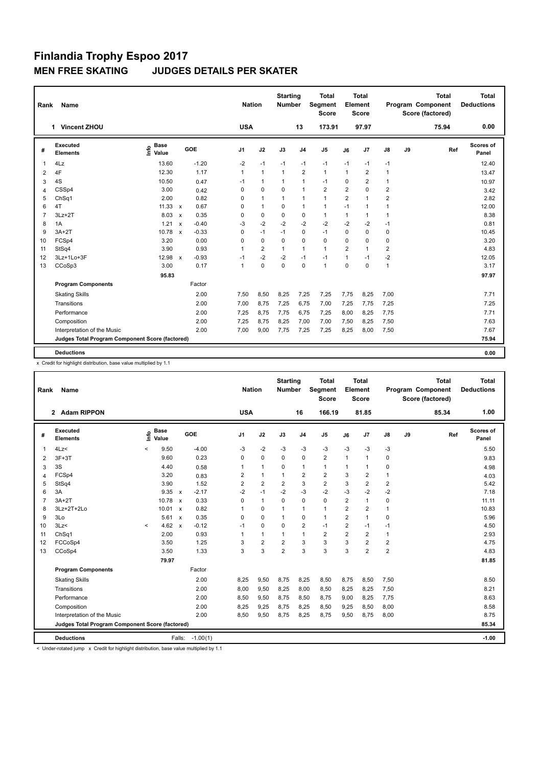# Finlandia Trophy Espoo 2017

## MEN FREE SKATING JUDGES DETAILS PER SKATER

| Rank | Name | Nation | Starting Number | Total Segment Score | Total Element Score | Total Program Component Score (factored) | Total Deductions |
|---|---|---|---|---|---|---|---|
| 1 | Vincent ZHOU | USA | 13 | 173.91 | 97.97 | 75.94 | 0.00 |

| # | Executed Elements | Info | Base Value | | GOE | J1 | J2 | J3 | J4 | J5 | J6 | J7 | J8 | J9 | Ref | Scores of Panel |
|---|---|---|---|---|---|---|---|---|---|---|---|---|---|---|---|---|
| 1 | 4Lz | | 13.60 | | -1.20 | -2 | -1 | -1 | -1 | -1 | -1 | -1 | -1 | | | 12.40 |
| 2 | 4F | | 12.30 | | 1.17 | 1 | 1 | 1 | 2 | 1 | 1 | 2 | 1 | | | 13.47 |
| 3 | 4S | | 10.50 | | 0.47 | -1 | 1 | 1 | 1 | -1 | 0 | 2 | 1 | | | 10.97 |
| 4 | CSSp4 | | 3.00 | | 0.42 | 0 | 0 | 0 | 1 | 2 | 2 | 0 | 2 | | | 3.42 |
| 5 | ChSq1 | | 2.00 | | 0.82 | 0 | 1 | 1 | 1 | 1 | 2 | 1 | 2 | | | 2.82 |
| 6 | 4T | | 11.33 | x | 0.67 | 0 | 1 | 0 | 1 | 1 | -1 | 1 | 1 | | | 12.00 |
| 7 | 3Lz+2T | | 8.03 | x | 0.35 | 0 | 0 | 0 | 0 | 1 | 1 | 1 | 1 | | | 8.38 |
| 8 | 1A | | 1.21 | x | -0.40 | -3 | -2 | -2 | -2 | -2 | -2 | -2 | -1 | | | 0.81 |
| 9 | 3A+2T | | 10.78 | x | -0.33 | 0 | -1 | -1 | 0 | -1 | 0 | 0 | 0 | | | 10.45 |
| 10 | FCSp4 | | 3.20 | | 0.00 | 0 | 0 | 0 | 0 | 0 | 0 | 0 | 0 | | | 3.20 |
| 11 | StSq4 | | 3.90 | | 0.93 | 1 | 2 | 1 | 1 | 1 | 2 | 1 | 2 | | | 4.83 |
| 12 | 3Lz+1Lo+3F | | 12.98 | x | -0.93 | -1 | -2 | -2 | -1 | -1 | 1 | -1 | -2 | | | 12.05 |
| 13 | CCoSp3 | | 3.00 | | 0.17 | 1 | 0 | 0 | 0 | 1 | 0 | 0 | 1 | | | 3.17 |
| | | | 95.83 | | | | | | | | | | | | | 97.97 |
| | **Program Components** | | | | Factor | | | | | | | | | | | |
| | Skating Skills | | | | 2.00 | 7,50 | 8,50 | 8,25 | 7,25 | 7,25 | 7,75 | 8,25 | 7,00 | | | 7.71 |
| | Transitions | | | | 2.00 | 7,00 | 8,75 | 7,25 | 6,75 | 7,00 | 7,25 | 7,75 | 7,25 | | | 7.25 |
| | Performance | | | | 2.00 | 7,25 | 8,75 | 7,75 | 6,75 | 7,25 | 8,00 | 8,25 | 7,75 | | | 7.71 |
| | Composition | | | | 2.00 | 7,25 | 8,75 | 8,25 | 7,00 | 7,00 | 7,50 | 8,25 | 7,50 | | | 7.63 |
| | Interpretation of the Music | | | | 2.00 | 7,00 | 9,00 | 7,75 | 7,25 | 7,25 | 8,25 | 8,00 | 7,50 | | | 7.67 |
| | **Judges Total Program Component Score (factored)** | | | | | | | | | | | | | | | 75.94 |
| | **Deductions** | | | | | | | | | | | | | | | 0.00 |

x Credit for highlight distribution, base value multiplied by 1.1

| Rank | Name | Nation | Starting Number | Total Segment Score | Total Element Score | Total Program Component Score (factored) | Total Deductions |
|---|---|---|---|---|---|---|---|
| 2 | Adam RIPPON | USA | 16 | 166.19 | 81.85 | 85.34 | 1.00 |

| # | Executed Elements | Info | Base Value | | GOE | J1 | J2 | J3 | J4 | J5 | J6 | J7 | J8 | J9 | Ref | Scores of Panel |
|---|---|---|---|---|---|---|---|---|---|---|---|---|---|---|---|---|
| 1 | 4Lz< | < | 9.50 | | -4.00 | -3 | -2 | -3 | -3 | -3 | -3 | -3 | -3 | | | 5.50 |
| 2 | 3F+3T | | 9.60 | | 0.23 | 0 | 0 | 0 | 0 | 2 | 1 | 1 | 0 | | | 9.83 |
| 3 | 3S | | 4.40 | | 0.58 | 1 | 1 | 0 | 1 | 1 | 1 | 1 | 0 | | | 4.98 |
| 4 | FCSp4 | | 3.20 | | 0.83 | 2 | 1 | 1 | 2 | 2 | 3 | 2 | 1 | | | 4.03 |
| 5 | StSq4 | | 3.90 | | 1.52 | 2 | 2 | 2 | 3 | 2 | 3 | 2 | 2 | | | 5.42 |
| 6 | 3A | | 9.35 | x | -2.17 | -2 | -1 | -2 | -3 | -2 | -3 | -2 | -2 | | | 7.18 |
| 7 | 3A+2T | | 10.78 | x | 0.33 | 0 | 1 | 0 | 0 | 0 | 2 | 1 | 0 | | | 11.11 |
| 8 | 3Lz+2T+2Lo | | 10.01 | x | 0.82 | 1 | 0 | 1 | 1 | 1 | 2 | 2 | 1 | | | 10.83 |
| 9 | 3Lo | | 5.61 | x | 0.35 | 0 | 0 | 1 | 0 | 1 | 2 | 1 | 0 | | | 5.96 |
| 10 | 3Lz< | < | 4.62 | x | -0.12 | -1 | 0 | 0 | 2 | -1 | 2 | -1 | -1 | | | 4.50 |
| 11 | ChSq1 | | 2.00 | | 0.93 | 1 | 1 | 1 | 1 | 2 | 2 | 2 | 1 | | | 2.93 |
| 12 | FCCoSp4 | | 3.50 | | 1.25 | 3 | 2 | 2 | 3 | 3 | 3 | 2 | 2 | | | 4.75 |
| 13 | CCoSp4 | | 3.50 | | 1.33 | 3 | 3 | 2 | 3 | 3 | 3 | 2 | 2 | | | 4.83 |
| | | | 79.97 | | | | | | | | | | | | | 81.85 |
| | **Program Components** | | | | Factor | | | | | | | | | | | |
| | Skating Skills | | | | 2.00 | 8,25 | 9,50 | 8,75 | 8,25 | 8,50 | 8,75 | 8,50 | 7,50 | | | 8.50 |
| | Transitions | | | | 2.00 | 8,00 | 9,50 | 8,25 | 8,00 | 8,50 | 8,25 | 8,25 | 7,50 | | | 8.21 |
| | Performance | | | | 2.00 | 8,50 | 9,50 | 8,75 | 8,50 | 8,75 | 9,00 | 8,25 | 7,75 | | | 8.63 |
| | Composition | | | | 2.00 | 8,25 | 9,25 | 8,75 | 8,25 | 8,50 | 9,25 | 8,50 | 8,00 | | | 8.58 |
| | Interpretation of the Music | | | | 2.00 | 8,50 | 9,50 | 8,75 | 8,25 | 8,75 | 9,50 | 8,75 | 8,00 | | | 8.75 |
| | **Judges Total Program Component Score (factored)** | | | | | | | | | | | | | | | 85.34 |
| | **Deductions** | | | Falls: | -1.00(1) | | | | | | | | | | | -1.00 |

< Under-rotated jump x Credit for highlight distribution, base value multiplied by 1.1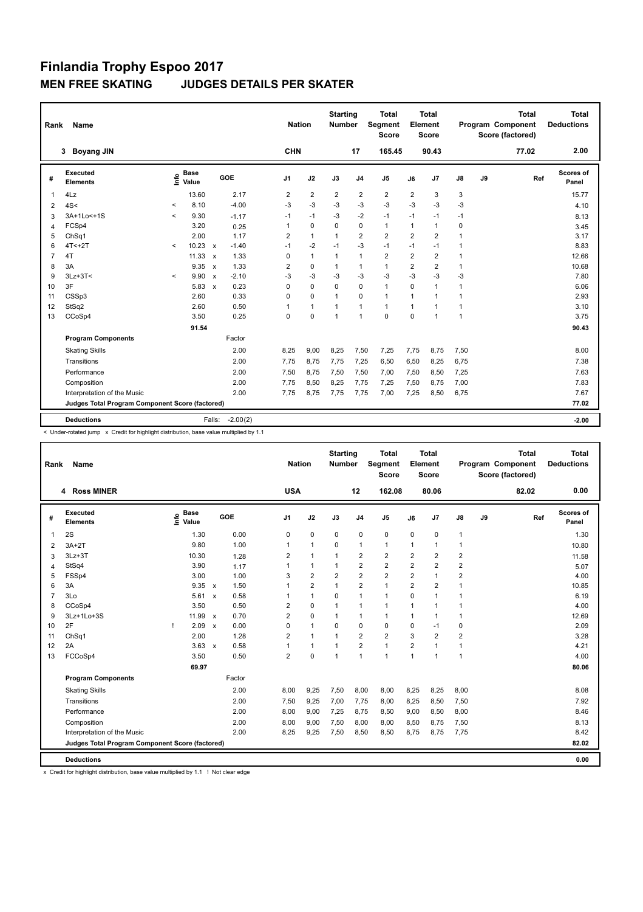# Finlandia Trophy Espoo 2017

## MEN FREE SKATING JUDGES DETAILS PER SKATER

| Rank | Name | Nation | Starting Number | Total Segment Score | Total Element Score | Total Program Component Score (factored) | Total Deductions |
|---|---|---|---|---|---|---|---|
| 3 | Boyang JIN | CHN | 17 | 165.45 | 90.43 | 77.02 | 2.00 |

| # | Executed Elements | Info | Base Value | | GOE | J1 | J2 | J3 | J4 | J5 | J6 | J7 | J8 | J9 | Ref | Scores of Panel |
|---|---|---|---|---|---|---|---|---|---|---|---|---|---|---|---|---|
| 1 | 4Lz | | 13.60 | | 2.17 | 2 | 2 | 2 | 2 | 2 | 2 | 3 | 3 | | | 15.77 |
| 2 | 4S< | < | 8.10 | | -4.00 | -3 | -3 | -3 | -3 | -3 | -3 | -3 | -3 | | | 4.10 |
| 3 | 3A+1Lo<+1S | < | 9.30 | | -1.17 | -1 | -1 | -3 | -2 | -1 | -1 | -1 | -1 | | | 8.13 |
| 4 | FCSp4 | | 3.20 | | 0.25 | 1 | 0 | 0 | 0 | 1 | 1 | 1 | 0 | | | 3.45 |
| 5 | ChSq1 | | 2.00 | | 1.17 | 2 | 1 | 1 | 2 | 2 | 2 | 2 | 1 | | | 3.17 |
| 6 | 4T<+2T | < | 10.23 | x | -1.40 | -1 | -2 | -1 | -3 | -1 | -1 | -1 | 1 | | | 8.83 |
| 7 | 4T | | 11.33 | x | 1.33 | 0 | 1 | 1 | 1 | 2 | 2 | 2 | 1 | | | 12.66 |
| 8 | 3A | | 9.35 | x | 1.33 | 2 | 0 | 1 | 1 | 1 | 2 | 2 | 1 | | | 10.68 |
| 9 | 3Lz+3T< | < | 9.90 | x | -2.10 | -3 | -3 | -3 | -3 | -3 | -3 | -3 | -3 | | | 7.80 |
| 10 | 3F | | 5.83 | x | 0.23 | 0 | 0 | 0 | 0 | 1 | 0 | 1 | 1 | | | 6.06 |
| 11 | CSSp3 | | 2.60 | | 0.33 | 0 | 0 | 1 | 0 | 1 | 1 | 1 | 1 | | | 2.93 |
| 12 | StSq2 | | 2.60 | | 0.50 | 1 | 1 | 1 | 1 | 1 | 1 | 1 | 1 | | | 3.10 |
| 13 | CCoSp4 | | 3.50 | | 0.25 | 0 | 0 | 1 | 1 | 0 | 0 | 1 | 1 | | | 3.75 |
| | | | 91.54 | | | | | | | | | | | | | 90.43 |
| | **Program Components** | | | | Factor | | | | | | | | | | | |
| | Skating Skills | | | | 2.00 | 8,25 | 9,00 | 8,25 | 7,50 | 7,25 | 7,75 | 8,75 | 7,50 | | | 8.00 |
| | Transitions | | | | 2.00 | 7,75 | 8,75 | 7,75 | 7,25 | 6,50 | 6,50 | 8,25 | 6,75 | | | 7.38 |
| | Performance | | | | 2.00 | 7,50 | 8,75 | 7,50 | 7,50 | 7,00 | 7,50 | 8,50 | 7,25 | | | 7.63 |
| | Composition | | | | 2.00 | 7,75 | 8,50 | 8,25 | 7,75 | 7,25 | 7,50 | 8,75 | 7,00 | | | 7.83 |
| | Interpretation of the Music | | | | 2.00 | 7,75 | 8,75 | 7,75 | 7,75 | 7,00 | 7,25 | 8,50 | 6,75 | | | 7.67 |
| | **Judges Total Program Component Score (factored)** | | | | | | | | | | | | | | | 77.02 |
| | **Deductions** | | | Falls: | -2.00(2) | | | | | | | | | | | -2.00 |

< Under-rotated jump x Credit for highlight distribution, base value multiplied by 1.1

| Rank | Name | Nation | Starting Number | Total Segment Score | Total Element Score | Total Program Component Score (factored) | Total Deductions |
|---|---|---|---|---|---|---|---|
| 4 | Ross MINER | USA | 12 | 162.08 | 80.06 | 82.02 | 0.00 |

| # | Executed Elements | Info | Base Value | | GOE | J1 | J2 | J3 | J4 | J5 | J6 | J7 | J8 | J9 | Ref | Scores of Panel |
|---|---|---|---|---|---|---|---|---|---|---|---|---|---|---|---|---|
| 1 | 2S | | 1.30 | | 0.00 | 0 | 0 | 0 | 0 | 0 | 0 | 0 | 1 | | | 1.30 |
| 2 | 3A+2T | | 9.80 | | 1.00 | 1 | 1 | 0 | 1 | 1 | 1 | 1 | 1 | | | 10.80 |
| 3 | 3Lz+3T | | 10.30 | | 1.28 | 2 | 1 | 1 | 2 | 2 | 2 | 2 | 2 | | | 11.58 |
| 4 | StSq4 | | 3.90 | | 1.17 | 1 | 1 | 1 | 2 | 2 | 2 | 2 | 2 | | | 5.07 |
| 5 | FSSp4 | | 3.00 | | 1.00 | 3 | 2 | 2 | 2 | 2 | 2 | 1 | 2 | | | 4.00 |
| 6 | 3A | | 9.35 | x | 1.50 | 1 | 2 | 1 | 2 | 1 | 2 | 2 | 1 | | | 10.85 |
| 7 | 3Lo | | 5.61 | x | 0.58 | 1 | 1 | 0 | 1 | 1 | 0 | 1 | 1 | | | 6.19 |
| 8 | CCoSp4 | | 3.50 | | 0.50 | 2 | 0 | 1 | 1 | 1 | 1 | 1 | 1 | | | 4.00 |
| 9 | 3Lz+1Lo+3S | | 11.99 | x | 0.70 | 2 | 0 | 1 | 1 | 1 | 1 | 1 | 1 | | | 12.69 |
| 10 | 2F | ! | 2.09 | x | 0.00 | 0 | 1 | 0 | 0 | 0 | 0 | -1 | 0 | | | 2.09 |
| 11 | ChSq1 | | 2.00 | | 1.28 | 2 | 1 | 1 | 2 | 2 | 3 | 2 | 2 | | | 3.28 |
| 12 | 2A | | 3.63 | x | 0.58 | 1 | 1 | 1 | 2 | 1 | 2 | 1 | 1 | | | 4.21 |
| 13 | FCCoSp4 | | 3.50 | | 0.50 | 2 | 0 | 1 | 1 | 1 | 1 | 1 | 1 | | | 4.00 |
| | | | 69.97 | | | | | | | | | | | | | 80.06 |
| | **Program Components** | | | | Factor | | | | | | | | | | | |
| | Skating Skills | | | | 2.00 | 8,00 | 9,25 | 7,50 | 8,00 | 8,00 | 8,25 | 8,25 | 8,00 | | | 8.08 |
| | Transitions | | | | 2.00 | 7,50 | 9,25 | 7,00 | 7,75 | 8,00 | 8,25 | 8,50 | 7,50 | | | 7.92 |
| | Performance | | | | 2.00 | 8,00 | 9,00 | 7,25 | 8,75 | 8,50 | 9,00 | 8,50 | 8,00 | | | 8.46 |
| | Composition | | | | 2.00 | 8,00 | 9,00 | 7,50 | 8,00 | 8,00 | 8,50 | 8,75 | 7,50 | | | 8.13 |
| | Interpretation of the Music | | | | 2.00 | 8,25 | 9,25 | 7,50 | 8,50 | 8,50 | 8,75 | 8,75 | 7,75 | | | 8.42 |
| | **Judges Total Program Component Score (factored)** | | | | | | | | | | | | | | | 82.02 |
| | **Deductions** | | | | | | | | | | | | | | | 0.00 |

x Credit for highlight distribution, base value multiplied by 1.1 ! Not clear edge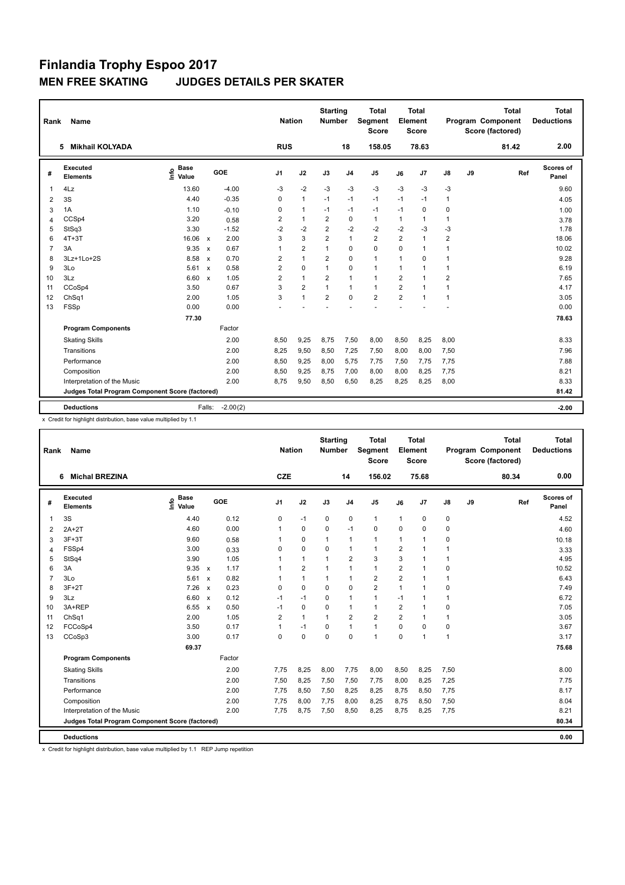# Finlandia Trophy Espoo 2017

## MEN FREE SKATING JUDGES DETAILS PER SKATER

| Rank | Name | Nation | Starting Number | Total Segment Score | Total Element Score | Total Program Component Score (factored) | Total Deductions |
|---|---|---|---|---|---|---|---|
| 5 | Mikhail KOLYADA | RUS | 18 | 158.05 | 78.63 | 81.42 | 2.00 |

| # | Executed Elements | Info | Base Value | | GOE | J1 | J2 | J3 | J4 | J5 | J6 | J7 | J8 | J9 | Ref | Scores of Panel |
|---|---|---|---|---|---|---|---|---|---|---|---|---|---|---|---|---|
| 1 | 4Lz | | 13.60 | | -4.00 | -3 | -2 | -3 | -3 | -3 | -3 | -3 | -3 | | | 9.60 |
| 2 | 3S | | 4.40 | | -0.35 | 0 | 1 | -1 | -1 | -1 | -1 | -1 | 1 | | | 4.05 |
| 3 | 1A | | 1.10 | | -0.10 | 0 | 1 | -1 | -1 | -1 | -1 | 0 | 0 | | | 1.00 |
| 4 | CCSp4 | | 3.20 | | 0.58 | 2 | 1 | 2 | 0 | 1 | 1 | 1 | 1 | | | 3.78 |
| 5 | StSq3 | | 3.30 | | -1.52 | -2 | -2 | 2 | -2 | -2 | -2 | -3 | -3 | | | 1.78 |
| 6 | 4T+3T | | 16.06 | x | 2.00 | 3 | 3 | 2 | 1 | 2 | 2 | 1 | 2 | | | 18.06 |
| 7 | 3A | | 9.35 | x | 0.67 | 1 | 2 | 1 | 0 | 0 | 0 | 1 | 1 | | | 10.02 |
| 8 | 3Lz+1Lo+2S | | 8.58 | x | 0.70 | 2 | 1 | 2 | 0 | 1 | 1 | 0 | 1 | | | 9.28 |
| 9 | 3Lo | | 5.61 | x | 0.58 | 2 | 0 | 1 | 0 | 1 | 1 | 1 | 1 | | | 6.19 |
| 10 | 3Lz | | 6.60 | x | 1.05 | 2 | 1 | 2 | 1 | 1 | 2 | 1 | 2 | | | 7.65 |
| 11 | CCoSp4 | | 3.50 | | 0.67 | 3 | 2 | 1 | 1 | 1 | 2 | 1 | 1 | | | 4.17 |
| 12 | ChSq1 | | 2.00 | | 1.05 | 3 | 1 | 2 | 0 | 2 | 2 | 1 | 1 | | | 3.05 |
| 13 | FSSp | | 0.00 | | 0.00 | - | - | - | - | - | - | - | - | | | 0.00 |
| | | | 77.30 | | | | | | | | | | | | | 78.63 |
| | **Program Components** | | | | Factor | | | | | | | | | | | |
| | Skating Skills | | | | 2.00 | 8,50 | 9,25 | 8,75 | 7,50 | 8,00 | 8,50 | 8,25 | 8,00 | | | 8.33 |
| | Transitions | | | | 2.00 | 8,25 | 9,50 | 8,50 | 7,25 | 7,50 | 8,00 | 8,00 | 7,50 | | | 7.96 |
| | Performance | | | | 2.00 | 8,50 | 9,25 | 8,00 | 5,75 | 7,75 | 7,50 | 7,75 | 7,75 | | | 7.88 |
| | Composition | | | | 2.00 | 8,50 | 9,25 | 8,75 | 7,00 | 8,00 | 8,00 | 8,25 | 7,75 | | | 8.21 |
| | Interpretation of the Music | | | | 2.00 | 8,75 | 9,50 | 8,50 | 6,50 | 8,25 | 8,25 | 8,25 | 8,00 | | | 8.33 |
| | **Judges Total Program Component Score (factored)** | | | | | | | | | | | | | | | 81.42 |
| | **Deductions** | | | Falls: | -2.00(2) | | | | | | | | | | | -2.00 |

x Credit for highlight distribution, base value multiplied by 1.1

| Rank | Name | Nation | Starting Number | Total Segment Score | Total Element Score | Total Program Component Score (factored) | Total Deductions |
|---|---|---|---|---|---|---|---|
| 6 | Michal BREZINA | CZE | 14 | 156.02 | 75.68 | 80.34 | 0.00 |

| # | Executed Elements | Info | Base Value | | GOE | J1 | J2 | J3 | J4 | J5 | J6 | J7 | J8 | J9 | Ref | Scores of Panel |
|---|---|---|---|---|---|---|---|---|---|---|---|---|---|---|---|---|
| 1 | 3S | | 4.40 | | 0.12 | 0 | -1 | 0 | 0 | 1 | 1 | 0 | 0 | | | 4.52 |
| 2 | 2A+2T | | 4.60 | | 0.00 | 1 | 0 | 0 | -1 | 0 | 0 | 0 | 0 | | | 4.60 |
| 3 | 3F+3T | | 9.60 | | 0.58 | 1 | 0 | 1 | 1 | 1 | 1 | 1 | 0 | | | 10.18 |
| 4 | FSSp4 | | 3.00 | | 0.33 | 0 | 0 | 0 | 1 | 1 | 2 | 1 | 1 | | | 3.33 |
| 5 | StSq4 | | 3.90 | | 1.05 | 1 | 1 | 1 | 2 | 3 | 3 | 1 | 1 | | | 4.95 |
| 6 | 3A | | 9.35 | x | 1.17 | 1 | 2 | 1 | 1 | 1 | 2 | 1 | 0 | | | 10.52 |
| 7 | 3Lo | | 5.61 | x | 0.82 | 1 | 1 | 1 | 1 | 2 | 2 | 1 | 1 | | | 6.43 |
| 8 | 3F+2T | | 7.26 | x | 0.23 | 0 | 0 | 0 | 0 | 2 | 1 | 1 | 0 | | | 7.49 |
| 9 | 3Lz | | 6.60 | x | 0.12 | -1 | -1 | 0 | 1 | 1 | -1 | 1 | 1 | | | 6.72 |
| 10 | 3A+REP | | 6.55 | x | 0.50 | -1 | 0 | 0 | 1 | 1 | 2 | 1 | 0 | | | 7.05 |
| 11 | ChSq1 | | 2.00 | | 1.05 | 2 | 1 | 1 | 2 | 2 | 2 | 1 | 1 | | | 3.05 |
| 12 | FCCoSp4 | | 3.50 | | 0.17 | 1 | -1 | 0 | 1 | 1 | 0 | 0 | 0 | | | 3.67 |
| 13 | CCoSp3 | | 3.00 | | 0.17 | 0 | 0 | 0 | 0 | 1 | 0 | 1 | 1 | | | 3.17 |
| | | | 69.37 | | | | | | | | | | | | | 75.68 |
| | **Program Components** | | | | Factor | | | | | | | | | | | |
| | Skating Skills | | | | 2.00 | 7,75 | 8,25 | 8,00 | 7,75 | 8,00 | 8,50 | 8,25 | 7,50 | | | 8.00 |
| | Transitions | | | | 2.00 | 7,50 | 8,25 | 7,50 | 7,50 | 7,75 | 8,00 | 8,25 | 7,25 | | | 7.75 |
| | Performance | | | | 2.00 | 7,75 | 8,50 | 7,50 | 8,25 | 8,25 | 8,75 | 8,50 | 7,75 | | | 8.17 |
| | Composition | | | | 2.00 | 7,75 | 8,00 | 7,75 | 8,00 | 8,25 | 8,75 | 8,50 | 7,50 | | | 8.04 |
| | Interpretation of the Music | | | | 2.00 | 7,75 | 8,75 | 7,50 | 8,50 | 8,25 | 8,75 | 8,25 | 7,75 | | | 8.21 |
| | **Judges Total Program Component Score (factored)** | | | | | | | | | | | | | | | 80.34 |
| | **Deductions** | | | | | | | | | | | | | | | 0.00 |

x Credit for highlight distribution, base value multiplied by 1.1 REP Jump repetition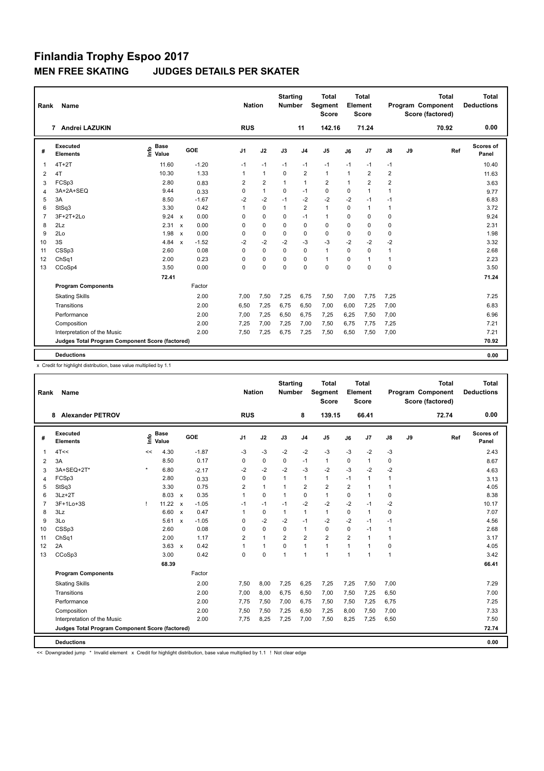# Finlandia Trophy Espoo 2017

## MEN FREE SKATING JUDGES DETAILS PER SKATER

| Rank | Name | Nation | Starting Number | Total Segment Score | Total Element Score | Total Program Component Score (factored) | Total Deductions |
|---|---|---|---|---|---|---|---|
| 7 | Andrei LAZUKIN | RUS | 11 | 142.16 | 71.24 | 70.92 | 0.00 |

| # | Executed Elements | Info | Base Value | | GOE | J1 | J2 | J3 | J4 | J5 | J6 | J7 | J8 | J9 | Ref | Scores of Panel |
|---|---|---|---|---|---|---|---|---|---|---|---|---|---|---|---|---|
| 1 | 4T+2T | | 11.60 | | -1.20 | -1 | -1 | -1 | -1 | -1 | -1 | -1 | -1 | | | 10.40 |
| 2 | 4T | | 10.30 | | 1.33 | 1 | 1 | 0 | 2 | 1 | 1 | 2 | 2 | | | 11.63 |
| 3 | FCSp3 | | 2.80 | | 0.83 | 2 | 2 | 1 | 1 | 2 | 1 | 2 | 2 | | | 3.63 |
| 4 | 3A+2A+SEQ | | 9.44 | | 0.33 | 0 | 1 | 0 | -1 | 0 | 0 | 1 | 1 | | | 9.77 |
| 5 | 3A | | 8.50 | | -1.67 | -2 | -2 | -1 | -2 | -2 | -2 | -1 | -1 | | | 6.83 |
| 6 | StSq3 | | 3.30 | | 0.42 | 1 | 0 | 1 | 2 | 1 | 0 | 1 | 1 | | | 3.72 |
| 7 | 3F+2T+2Lo | | 9.24 | x | 0.00 | 0 | 0 | 0 | -1 | 1 | 0 | 0 | 0 | | | 9.24 |
| 8 | 2Lz | | 2.31 | x | 0.00 | 0 | 0 | 0 | 0 | 0 | 0 | 0 | 0 | | | 2.31 |
| 9 | 2Lo | | 1.98 | x | 0.00 | 0 | 0 | 0 | 0 | 0 | 0 | 0 | 0 | | | 1.98 |
| 10 | 3S | | 4.84 | x | -1.52 | -2 | -2 | -2 | -3 | -3 | -2 | -2 | -2 | | | 3.32 |
| 11 | CSSp3 | | 2.60 | | 0.08 | 0 | 0 | 0 | 0 | 1 | 0 | 0 | 1 | | | 2.68 |
| 12 | ChSq1 | | 2.00 | | 0.23 | 0 | 0 | 0 | 0 | 1 | 0 | 1 | 1 | | | 2.23 |
| 13 | CCoSp4 | | 3.50 | | 0.00 | 0 | 0 | 0 | 0 | 0 | 0 | 0 | 0 | | | 3.50 |
| | | | 72.41 | | | | | | | | | | | | | 71.24 |
| | **Program Components** | | | | Factor | | | | | | | | | | | |
| | Skating Skills | | | | 2.00 | 7,00 | 7,50 | 7,25 | 6,75 | 7,50 | 7,00 | 7,75 | 7,25 | | | 7.25 |
| | Transitions | | | | 2.00 | 6,50 | 7,25 | 6,75 | 6,50 | 7,00 | 6,00 | 7,25 | 7,00 | | | 6.83 |
| | Performance | | | | 2.00 | 7,00 | 7,25 | 6,50 | 6,75 | 7,25 | 6,25 | 7,50 | 7,00 | | | 6.96 |
| | Composition | | | | 2.00 | 7,25 | 7,00 | 7,25 | 7,00 | 7,50 | 6,75 | 7,75 | 7,25 | | | 7.21 |
| | Interpretation of the Music | | | | 2.00 | 7,50 | 7,25 | 6,75 | 7,25 | 7,50 | 6,50 | 7,50 | 7,00 | | | 7.21 |
| | **Judges Total Program Component Score (factored)** | | | | | | | | | | | | | | | 70.92 |
| | **Deductions** | | | | | | | | | | | | | | | 0.00 |

x Credit for highlight distribution, base value multiplied by 1.1

| Rank | Name | Nation | Starting Number | Total Segment Score | Total Element Score | Total Program Component Score (factored) | Total Deductions |
|---|---|---|---|---|---|---|---|
| 8 | Alexander PETROV | RUS | 8 | 139.15 | 66.41 | 72.74 | 0.00 |

| # | Executed Elements | Info | Base Value | | GOE | J1 | J2 | J3 | J4 | J5 | J6 | J7 | J8 | J9 | Ref | Scores of Panel |
|---|---|---|---|---|---|---|---|---|---|---|---|---|---|---|---|---|
| 1 | 4T<< | << | 4.30 | | -1.87 | -3 | -3 | -2 | -2 | -3 | -3 | -2 | -3 | | | 2.43 |
| 2 | 3A | | 8.50 | | 0.17 | 0 | 0 | 0 | -1 | 1 | 0 | 1 | 0 | | | 8.67 |
| 3 | 3A+SEQ+2T* | * | 6.80 | | -2.17 | -2 | -2 | -2 | -3 | -2 | -3 | -2 | -2 | | | 4.63 |
| 4 | FCSp3 | | 2.80 | | 0.33 | 0 | 0 | 1 | 1 | 1 | -1 | 1 | 1 | | | 3.13 |
| 5 | StSq3 | | 3.30 | | 0.75 | 2 | 1 | 1 | 2 | 2 | 2 | 1 | 1 | | | 4.05 |
| 6 | 3Lz+2T | | 8.03 | x | 0.35 | 1 | 0 | 1 | 0 | 1 | 0 | 1 | 0 | | | 8.38 |
| 7 | 3F+1Lo+3S | ! | 11.22 | x | -1.05 | -1 | -1 | -1 | -2 | -2 | -2 | -1 | -2 | | | 10.17 |
| 8 | 3Lz | | 6.60 | x | 0.47 | 1 | 0 | 1 | 1 | 1 | 0 | 1 | 0 | | | 7.07 |
| 9 | 3Lo | | 5.61 | x | -1.05 | 0 | -2 | -2 | -1 | -2 | -2 | -1 | -1 | | | 4.56 |
| 10 | CSSp3 | | 2.60 | | 0.08 | 0 | 0 | 0 | 1 | 0 | 0 | -1 | 1 | | | 2.68 |
| 11 | ChSq1 | | 2.00 | | 1.17 | 2 | 1 | 2 | 2 | 2 | 2 | 1 | 1 | | | 3.17 |
| 12 | 2A | | 3.63 | x | 0.42 | 1 | 1 | 0 | 1 | 1 | 1 | 1 | 0 | | | 4.05 |
| 13 | CCoSp3 | | 3.00 | | 0.42 | 0 | 0 | 1 | 1 | 1 | 1 | 1 | 1 | | | 3.42 |
| | | | 68.39 | | | | | | | | | | | | | 66.41 |
| | **Program Components** | | | | Factor | | | | | | | | | | | |
| | Skating Skills | | | | 2.00 | 7,50 | 8,00 | 7,25 | 6,25 | 7,25 | 7,25 | 7,50 | 7,00 | | | 7.29 |
| | Transitions | | | | 2.00 | 7,00 | 8,00 | 6,75 | 6,50 | 7,00 | 7,50 | 7,25 | 6,50 | | | 7.00 |
| | Performance | | | | 2.00 | 7,75 | 7,50 | 7,00 | 6,75 | 7,50 | 7,50 | 7,25 | 6,75 | | | 7.25 |
| | Composition | | | | 2.00 | 7,50 | 7,50 | 7,25 | 6,50 | 7,25 | 8,00 | 7,50 | 7,00 | | | 7.33 |
| | Interpretation of the Music | | | | 2.00 | 7,75 | 8,25 | 7,25 | 7,00 | 7,50 | 8,25 | 7,25 | 6,50 | | | 7.50 |
| | **Judges Total Program Component Score (factored)** | | | | | | | | | | | | | | | 72.74 |
| | **Deductions** | | | | | | | | | | | | | | | 0.00 |

<< Downgraded jump * Invalid element x Credit for highlight distribution, base value multiplied by 1.1 ! Not clear edge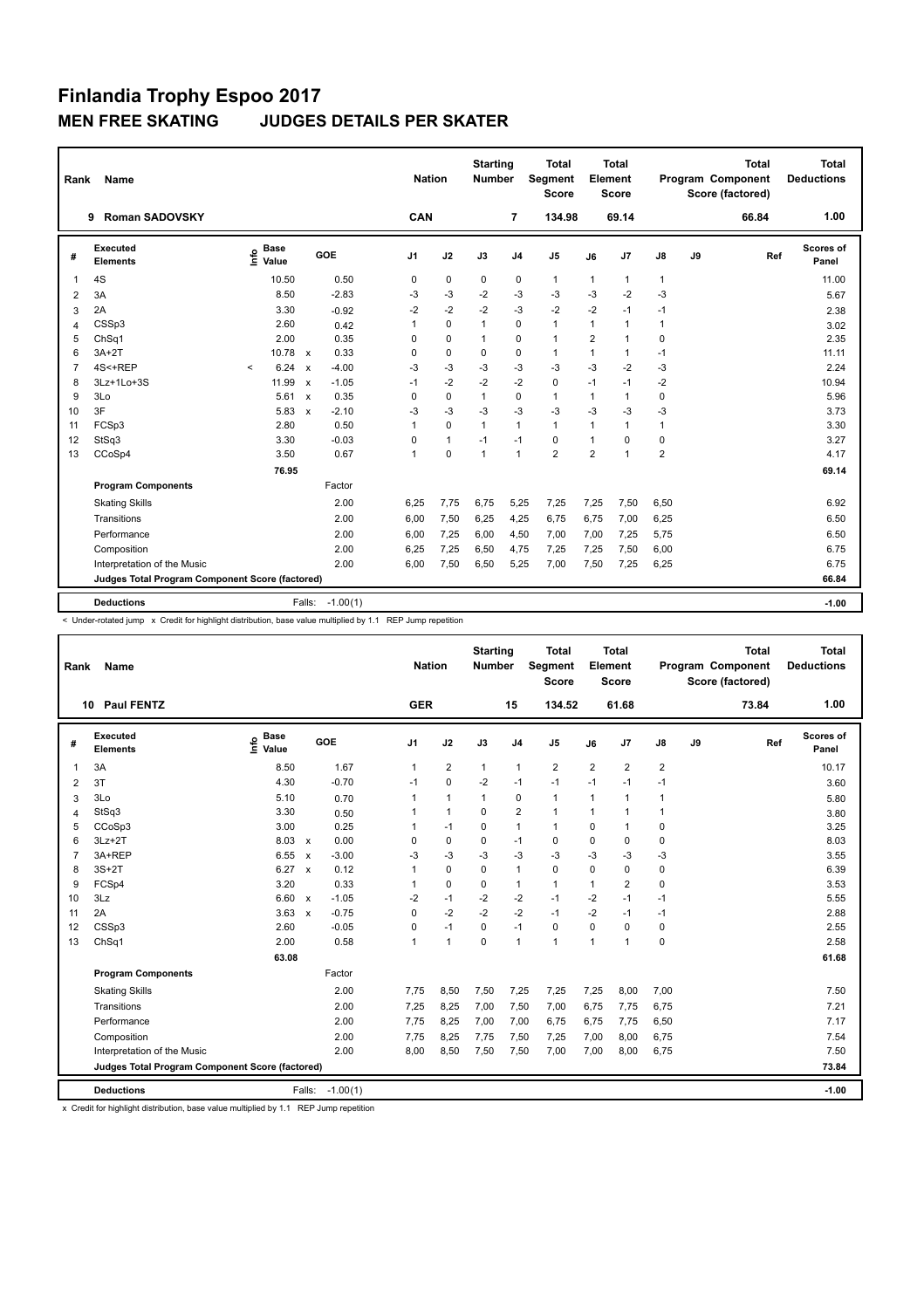# Finlandia Trophy Espoo 2017

## MEN FREE SKATING JUDGES DETAILS PER SKATER

| Rank | Name | Nation | Starting Number | Total Segment Score | Total Element Score | Total Program Component Score (factored) | Total Deductions |
|---|---|---|---|---|---|---|---|
| 9 | Roman SADOVSKY | CAN | 7 | 134.98 | 69.14 | 66.84 | 1.00 |

| # | Executed Elements | Info | Base Value | | GOE | J1 | J2 | J3 | J4 | J5 | J6 | J7 | J8 | J9 | Ref | Scores of Panel |
|---|---|---|---|---|---|---|---|---|---|---|---|---|---|---|---|---|
| 1 | 4S | | 10.50 | | 0.50 | 0 | 0 | 0 | 0 | 1 | 1 | 1 | 1 | | | 11.00 |
| 2 | 3A | | 8.50 | | -2.83 | -3 | -3 | -2 | -3 | -3 | -3 | -2 | -3 | | | 5.67 |
| 3 | 2A | | 3.30 | | -0.92 | -2 | -2 | -2 | -3 | -2 | -2 | -1 | -1 | | | 2.38 |
| 4 | CSSp3 | | 2.60 | | 0.42 | 1 | 0 | 1 | 0 | 1 | 1 | 1 | 1 | | | 3.02 |
| 5 | ChSq1 | | 2.00 | | 0.35 | 0 | 0 | 1 | 0 | 1 | 2 | 1 | 0 | | | 2.35 |
| 6 | 3A+2T | | 10.78 | x | 0.33 | 0 | 0 | 0 | 0 | 1 | 1 | 1 | -1 | | | 11.11 |
| 7 | 4S<+REP | < | 6.24 | x | -4.00 | -3 | -3 | -3 | -3 | -3 | -3 | -2 | -3 | | | 2.24 |
| 8 | 3Lz+1Lo+3S | | 11.99 | x | -1.05 | -1 | -2 | -2 | -2 | 0 | -1 | -1 | -2 | | | 10.94 |
| 9 | 3Lo | | 5.61 | x | 0.35 | 0 | 0 | 1 | 0 | 1 | 1 | 1 | 0 | | | 5.96 |
| 10 | 3F | | 5.83 | x | -2.10 | -3 | -3 | -3 | -3 | -3 | -3 | -3 | -3 | | | 3.73 |
| 11 | FCSp3 | | 2.80 | | 0.50 | 1 | 0 | 1 | 1 | 1 | 1 | 1 | 1 | | | 3.30 |
| 12 | StSq3 | | 3.30 | | -0.03 | 0 | 1 | -1 | -1 | 0 | 1 | 0 | 0 | | | 3.27 |
| 13 | CCoSp4 | | 3.50 | | 0.67 | 1 | 0 | 1 | 1 | 2 | 2 | 1 | 2 | | | 4.17 |
| | | | 76.95 | | | | | | | | | | | | | 69.14 |
| | **Program Components** | | | | Factor | | | | | | | | | | | |
| | Skating Skills | | | | 2.00 | 6,25 | 7,75 | 6,75 | 5,25 | 7,25 | 7,25 | 7,50 | 6,50 | | | 6.92 |
| | Transitions | | | | 2.00 | 6,00 | 7,50 | 6,25 | 4,25 | 6,75 | 6,75 | 7,00 | 6,25 | | | 6.50 |
| | Performance | | | | 2.00 | 6,00 | 7,25 | 6,00 | 4,50 | 7,00 | 7,00 | 7,25 | 5,75 | | | 6.50 |
| | Composition | | | | 2.00 | 6,25 | 7,25 | 6,50 | 4,75 | 7,25 | 7,25 | 7,50 | 6,00 | | | 6.75 |
| | Interpretation of the Music | | | | 2.00 | 6,00 | 7,50 | 6,50 | 5,25 | 7,00 | 7,50 | 7,25 | 6,25 | | | 6.75 |
| | **Judges Total Program Component Score (factored)** | | | | | | | | | | | | | | | 66.84 |
| | **Deductions** | | | Falls: | -1.00(1) | | | | | | | | | | | -1.00 |

< Under-rotated jump x Credit for highlight distribution, base value multiplied by 1.1 REP Jump repetition

| Rank | Name | Nation | Starting Number | Total Segment Score | Total Element Score | Total Program Component Score (factored) | Total Deductions |
|---|---|---|---|---|---|---|---|
| 10 | Paul FENTZ | GER | 15 | 134.52 | 61.68 | 73.84 | 1.00 |

| # | Executed Elements | Info | Base Value | | GOE | J1 | J2 | J3 | J4 | J5 | J6 | J7 | J8 | J9 | Ref | Scores of Panel |
|---|---|---|---|---|---|---|---|---|---|---|---|---|---|---|---|---|
| 1 | 3A | | 8.50 | | 1.67 | 1 | 2 | 1 | 1 | 2 | 2 | 2 | 2 | | | 10.17 |
| 2 | 3T | | 4.30 | | -0.70 | -1 | 0 | -2 | -1 | -1 | -1 | -1 | -1 | | | 3.60 |
| 3 | 3Lo | | 5.10 | | 0.70 | 1 | 1 | 1 | 0 | 1 | 1 | 1 | 1 | | | 5.80 |
| 4 | StSq3 | | 3.30 | | 0.50 | 1 | 1 | 0 | 2 | 1 | 1 | 1 | 1 | | | 3.80 |
| 5 | CCoSp3 | | 3.00 | | 0.25 | 1 | -1 | 0 | 1 | 1 | 0 | 1 | 0 | | | 3.25 |
| 6 | 3Lz+2T | | 8.03 | x | 0.00 | 0 | 0 | 0 | -1 | 0 | 0 | 0 | 0 | | | 8.03 |
| 7 | 3A+REP | | 6.55 | x | -3.00 | -3 | -3 | -3 | -3 | -3 | -3 | -3 | -3 | | | 3.55 |
| 8 | 3S+2T | | 6.27 | x | 0.12 | 1 | 0 | 0 | 1 | 0 | 0 | 0 | 0 | | | 6.39 |
| 9 | FCSp4 | | 3.20 | | 0.33 | 1 | 0 | 0 | 1 | 1 | 1 | 2 | 0 | | | 3.53 |
| 10 | 3Lz | | 6.60 | x | -1.05 | -2 | -1 | -2 | -2 | -1 | -2 | -1 | -1 | | | 5.55 |
| 11 | 2A | | 3.63 | x | -0.75 | 0 | -2 | -2 | -2 | -1 | -2 | -1 | -1 | | | 2.88 |
| 12 | CSSp3 | | 2.60 | | -0.05 | 0 | -1 | 0 | -1 | 0 | 0 | 0 | 0 | | | 2.55 |
| 13 | ChSq1 | | 2.00 | | 0.58 | 1 | 1 | 0 | 1 | 1 | 1 | 1 | 0 | | | 2.58 |
| | | | 63.08 | | | | | | | | | | | | | 61.68 |
| | **Program Components** | | | | Factor | | | | | | | | | | | |
| | Skating Skills | | | | 2.00 | 7,75 | 8,50 | 7,50 | 7,25 | 7,25 | 7,25 | 8,00 | 7,00 | | | 7.50 |
| | Transitions | | | | 2.00 | 7,25 | 8,25 | 7,00 | 7,50 | 7,00 | 6,75 | 7,75 | 6,75 | | | 7.21 |
| | Performance | | | | 2.00 | 7,75 | 8,25 | 7,00 | 7,00 | 6,75 | 6,75 | 7,75 | 6,50 | | | 7.17 |
| | Composition | | | | 2.00 | 7,75 | 8,25 | 7,75 | 7,50 | 7,25 | 7,00 | 8,00 | 6,75 | | | 7.54 |
| | Interpretation of the Music | | | | 2.00 | 8,00 | 8,50 | 7,50 | 7,50 | 7,00 | 7,00 | 8,00 | 6,75 | | | 7.50 |
| | **Judges Total Program Component Score (factored)** | | | | | | | | | | | | | | | 73.84 |
| | **Deductions** | | | Falls: | -1.00(1) | | | | | | | | | | | -1.00 |

x Credit for highlight distribution, base value multiplied by 1.1 REP Jump repetition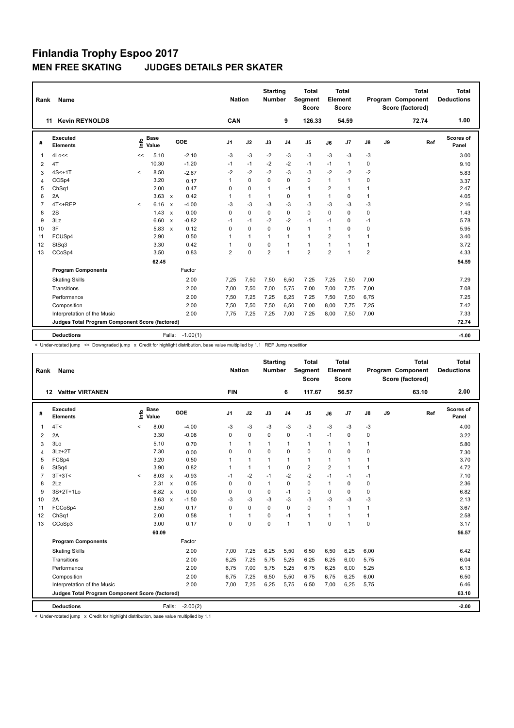# Finlandia Trophy Espoo 2017

## MEN FREE SKATING JUDGES DETAILS PER SKATER

| Rank | Name | Nation | Starting Number | Total Segment Score | Total Element Score | Total Program Component Score (factored) | Total Deductions |
|---|---|---|---|---|---|---|---|
| 11 | Kevin REYNOLDS | CAN | 9 | 126.33 | 54.59 | 72.74 | 1.00 |

| # | Executed Elements | Info | Base Value | | GOE | J1 | J2 | J3 | J4 | J5 | J6 | J7 | J8 | J9 | Ref | Scores of Panel |
|---|---|---|---|---|---|---|---|---|---|---|---|---|---|---|---|---|
| 1 | 4Lo<< | << | 5.10 | | -2.10 | -3 | -3 | -2 | -3 | -3 | -3 | -3 | -3 | | | 3.00 |
| 2 | 4T | | 10.30 | | -1.20 | -1 | -1 | -2 | -2 | -1 | -1 | 1 | 0 | | | 9.10 |
| 3 | 4S<+1T | < | 8.50 | | -2.67 | -2 | -2 | -2 | -3 | -3 | -2 | -2 | -2 | | | 5.83 |
| 4 | CCSp4 | | 3.20 | | 0.17 | 1 | 0 | 0 | 0 | 0 | 1 | 1 | 0 | | | 3.37 |
| 5 | ChSq1 | | 2.00 | | 0.47 | 0 | 0 | 1 | -1 | 1 | 2 | 1 | 1 | | | 2.47 |
| 6 | 2A | | 3.63 | x | 0.42 | 1 | 1 | 1 | 0 | 1 | 1 | 0 | 1 | | | 4.05 |
| 7 | 4T<+REP | < | 6.16 | x | -4.00 | -3 | -3 | -3 | -3 | -3 | -3 | -3 | -3 | | | 2.16 |
| 8 | 2S | | 1.43 | x | 0.00 | 0 | 0 | 0 | 0 | 0 | 0 | 0 | 0 | | | 1.43 |
| 9 | 3Lz | | 6.60 | x | -0.82 | -1 | -1 | -2 | -2 | -1 | -1 | 0 | -1 | | | 5.78 |
| 10 | 3F | | 5.83 | x | 0.12 | 0 | 0 | 0 | 0 | 1 | 1 | 0 | 0 | | | 5.95 |
| 11 | FCUSp4 | | 2.90 | | 0.50 | 1 | 1 | 1 | 1 | 1 | 2 | 1 | 1 | | | 3.40 |
| 12 | StSq3 | | 3.30 | | 0.42 | 1 | 0 | 0 | 1 | 1 | 1 | 1 | 1 | | | 3.72 |
| 13 | CCoSp4 | | 3.50 | | 0.83 | 2 | 0 | 2 | 1 | 2 | 2 | 1 | 2 | | | 4.33 |
| | | | 62.45 | | | | | | | | | | | | | 54.59 |
| | **Program Components** | | | | Factor | | | | | | | | | | | |
| | Skating Skills | | | | 2.00 | 7,25 | 7,50 | 7,50 | 6,50 | 7,25 | 7,25 | 7,50 | 7,00 | | | 7.29 |
| | Transitions | | | | 2.00 | 7,00 | 7,50 | 7,00 | 5,75 | 7,00 | 7,00 | 7,75 | 7,00 | | | 7.08 |
| | Performance | | | | 2.00 | 7,50 | 7,25 | 7,25 | 6,25 | 7,25 | 7,50 | 7,50 | 6,75 | | | 7.25 |
| | Composition | | | | 2.00 | 7,50 | 7,50 | 7,50 | 6,50 | 7,00 | 8,00 | 7,75 | 7,25 | | | 7.42 |
| | Interpretation of the Music | | | | 2.00 | 7,75 | 7,25 | 7,25 | 7,00 | 7,25 | 8,00 | 7,50 | 7,00 | | | 7.33 |
| | **Judges Total Program Component Score (factored)** | | | | | | | | | | | | | | | 72.74 |
| | **Deductions** | | Falls: | | -1.00(1) | | | | | | | | | | | -1.00 |

< Under-rotated jump << Downgraded jump x Credit for highlight distribution, base value multiplied by 1.1 REP Jump repetition

| Rank | Name | Nation | Starting Number | Total Segment Score | Total Element Score | Total Program Component Score (factored) | Total Deductions |
|---|---|---|---|---|---|---|---|
| 12 | Valtter VIRTANEN | FIN | 6 | 117.67 | 56.57 | 63.10 | 2.00 |

| # | Executed Elements | Info | Base Value | | GOE | J1 | J2 | J3 | J4 | J5 | J6 | J7 | J8 | J9 | Ref | Scores of Panel |
|---|---|---|---|---|---|---|---|---|---|---|---|---|---|---|---|---|
| 1 | 4T< | < | 8.00 | | -4.00 | -3 | -3 | -3 | -3 | -3 | -3 | -3 | -3 | | | 4.00 |
| 2 | 2A | | 3.30 | | -0.08 | 0 | 0 | 0 | 0 | -1 | -1 | 0 | 0 | | | 3.22 |
| 3 | 3Lo | | 5.10 | | 0.70 | 1 | 1 | 1 | 1 | 1 | 1 | 1 | 1 | | | 5.80 |
| 4 | 3Lz+2T | | 7.30 | | 0.00 | 0 | 0 | 0 | 0 | 0 | 0 | 0 | 0 | | | 7.30 |
| 5 | FCSp4 | | 3.20 | | 0.50 | 1 | 1 | 1 | 1 | 1 | 1 | 1 | 1 | | | 3.70 |
| 6 | StSq4 | | 3.90 | | 0.82 | 1 | 1 | 1 | 0 | 2 | 2 | 1 | 1 | | | 4.72 |
| 7 | 3T+3T< | < | 8.03 | x | -0.93 | -1 | -2 | -1 | -2 | -2 | -1 | -1 | -1 | | | 7.10 |
| 8 | 2Lz | | 2.31 | x | 0.05 | 0 | 0 | 1 | 0 | 0 | 1 | 0 | 0 | | | 2.36 |
| 9 | 3S+2T+1Lo | | 6.82 | x | 0.00 | 0 | 0 | 0 | -1 | 0 | 0 | 0 | 0 | | | 6.82 |
| 10 | 2A | | 3.63 | x | -1.50 | -3 | -3 | -3 | -3 | -3 | -3 | -3 | -3 | | | 2.13 |
| 11 | FCCoSp4 | | 3.50 | | 0.17 | 0 | 0 | 0 | 0 | 0 | 1 | 1 | 1 | | | 3.67 |
| 12 | ChSq1 | | 2.00 | | 0.58 | 1 | 1 | 0 | -1 | 1 | 1 | 1 | 1 | | | 2.58 |
| 13 | CCoSp3 | | 3.00 | | 0.17 | 0 | 0 | 0 | 1 | 1 | 0 | 1 | 0 | | | 3.17 |
| | | | 60.09 | | | | | | | | | | | | | 56.57 |
| | **Program Components** | | | | Factor | | | | | | | | | | | |
| | Skating Skills | | | | 2.00 | 7,00 | 7,25 | 6,25 | 5,50 | 6,50 | 6,50 | 6,25 | 6,00 | | | 6.42 |
| | Transitions | | | | 2.00 | 6,25 | 7,25 | 5,75 | 5,25 | 6,25 | 6,25 | 6,00 | 5,75 | | | 6.04 |
| | Performance | | | | 2.00 | 6,75 | 7,00 | 5,75 | 5,25 | 6,75 | 6,25 | 6,00 | 5,25 | | | 6.13 |
| | Composition | | | | 2.00 | 6,75 | 7,25 | 6,50 | 5,50 | 6,75 | 6,75 | 6,25 | 6,00 | | | 6.50 |
| | Interpretation of the Music | | | | 2.00 | 7,00 | 7,25 | 6,25 | 5,75 | 6,50 | 7,00 | 6,25 | 5,75 | | | 6.46 |
| | **Judges Total Program Component Score (factored)** | | | | | | | | | | | | | | | 63.10 |
| | **Deductions** | | Falls: | | -2.00(2) | | | | | | | | | | | -2.00 |

< Under-rotated jump x Credit for highlight distribution, base value multiplied by 1.1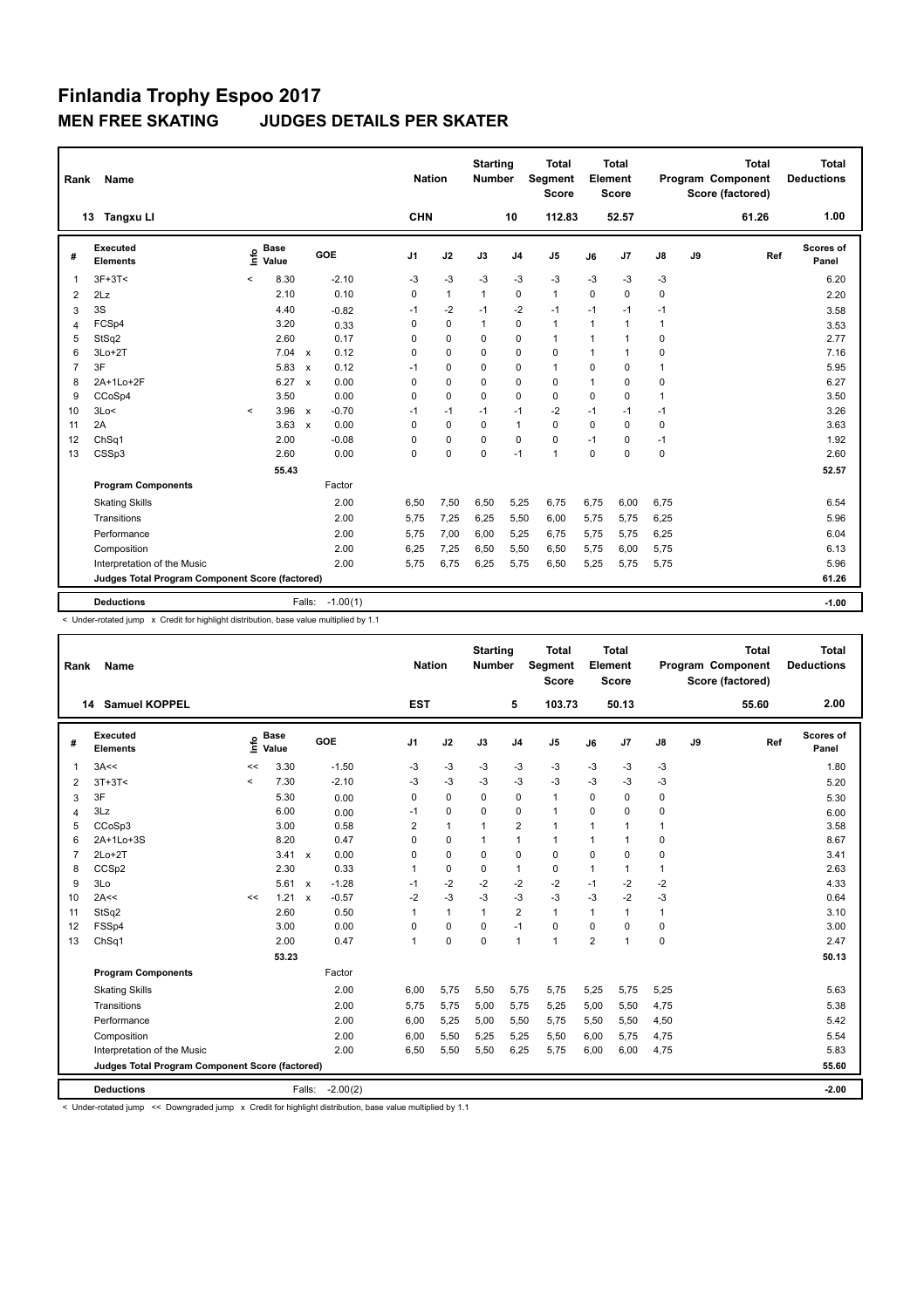# Finlandia Trophy Espoo 2017

## MEN FREE SKATING JUDGES DETAILS PER SKATER

| Rank | Name | Nation | Starting Number | Total Segment Score | Total Element Score | Total Program Component Score (factored) | Total Deductions |
|---|---|---|---|---|---|---|---|
| 13 | Tangxu LI | CHN | 10 | 112.83 | 52.57 | 61.26 | 1.00 |

| # | Executed Elements | Info | Base Value | | GOE | J1 | J2 | J3 | J4 | J5 | J6 | J7 | J8 | J9 | Ref | Scores of Panel |
|---|---|---|---|---|---|---|---|---|---|---|---|---|---|---|---|---|
| 1 | 3F+3T< | < | 8.30 | | -2.10 | -3 | -3 | -3 | -3 | -3 | -3 | -3 | -3 | | | 6.20 |
| 2 | 2Lz | | 2.10 | | 0.10 | 0 | 1 | 1 | 0 | 1 | 0 | 0 | 0 | | | 2.20 |
| 3 | 3S | | 4.40 | | -0.82 | -1 | -2 | -1 | -2 | -1 | -1 | -1 | -1 | | | 3.58 |
| 4 | FCSp4 | | 3.20 | | 0.33 | 0 | 0 | 1 | 0 | 1 | 1 | 1 | 1 | | | 3.53 |
| 5 | StSq2 | | 2.60 | | 0.17 | 0 | 0 | 0 | 0 | 1 | 1 | 1 | 0 | | | 2.77 |
| 6 | 3Lo+2T | | 7.04 | x | 0.12 | 0 | 0 | 0 | 0 | 0 | 1 | 1 | 0 | | | 7.16 |
| 7 | 3F | | 5.83 | x | 0.12 | -1 | 0 | 0 | 0 | 1 | 0 | 0 | 1 | | | 5.95 |
| 8 | 2A+1Lo+2F | | 6.27 | x | 0.00 | 0 | 0 | 0 | 0 | 0 | 1 | 0 | 0 | | | 6.27 |
| 9 | CCoSp4 | | 3.50 | | 0.00 | 0 | 0 | 0 | 0 | 0 | 0 | 0 | 1 | | | 3.50 |
| 10 | 3Lo< | < | 3.96 | x | -0.70 | -1 | -1 | -1 | -1 | -2 | -1 | -1 | -1 | | | 3.26 |
| 11 | 2A | | 3.63 | x | 0.00 | 0 | 0 | 0 | 1 | 0 | 0 | 0 | 0 | | | 3.63 |
| 12 | ChSq1 | | 2.00 | | -0.08 | 0 | 0 | 0 | 0 | 0 | -1 | 0 | -1 | | | 1.92 |
| 13 | CSSp3 | | 2.60 | | 0.00 | 0 | 0 | 0 | -1 | 1 | 0 | 0 | 0 | | | 2.60 |
| | | | 55.43 | | | | | | | | | | | | | 52.57 |
| | **Program Components** | | | | Factor | | | | | | | | | | | |
| | Skating Skills | | | | 2.00 | 6,50 | 7,50 | 6,50 | 5,25 | 6,75 | 6,75 | 6,00 | 6,75 | | | 6.54 |
| | Transitions | | | | 2.00 | 5,75 | 7,25 | 6,25 | 5,50 | 6,00 | 5,75 | 5,75 | 6,25 | | | 5.96 |
| | Performance | | | | 2.00 | 5,75 | 7,00 | 6,00 | 5,25 | 6,75 | 5,75 | 5,75 | 6,25 | | | 6.04 |
| | Composition | | | | 2.00 | 6,25 | 7,25 | 6,50 | 5,50 | 6,50 | 5,75 | 6,00 | 5,75 | | | 6.13 |
| | Interpretation of the Music | | | | 2.00 | 5,75 | 6,75 | 6,25 | 5,75 | 6,50 | 5,25 | 5,75 | 5,75 | | | 5.96 |
| | **Judges Total Program Component Score (factored)** | | | | | | | | | | | | | | | 61.26 |
| | **Deductions** | | | Falls: | -1.00(1) | | | | | | | | | | | -1.00 |

< Under-rotated jump x Credit for highlight distribution, base value multiplied by 1.1

| Rank | Name | Nation | Starting Number | Total Segment Score | Total Element Score | Total Program Component Score (factored) | Total Deductions |
|---|---|---|---|---|---|---|---|
| 14 | Samuel KOPPEL | EST | 5 | 103.73 | 50.13 | 55.60 | 2.00 |

| # | Executed Elements | Info | Base Value | | GOE | J1 | J2 | J3 | J4 | J5 | J6 | J7 | J8 | J9 | Ref | Scores of Panel |
|---|---|---|---|---|---|---|---|---|---|---|---|---|---|---|---|---|
| 1 | 3A<< | << | 3.30 | | -1.50 | -3 | -3 | -3 | -3 | -3 | -3 | -3 | -3 | | | 1.80 |
| 2 | 3T+3T< | < | 7.30 | | -2.10 | -3 | -3 | -3 | -3 | -3 | -3 | -3 | -3 | | | 5.20 |
| 3 | 3F | | 5.30 | | 0.00 | 0 | 0 | 0 | 0 | 1 | 0 | 0 | 0 | | | 5.30 |
| 4 | 3Lz | | 6.00 | | 0.00 | -1 | 0 | 0 | 0 | 1 | 0 | 0 | 0 | | | 6.00 |
| 5 | CCoSp3 | | 3.00 | | 0.58 | 2 | 1 | 1 | 2 | 1 | 1 | 1 | 1 | | | 3.58 |
| 6 | 2A+1Lo+3S | | 8.20 | | 0.47 | 0 | 0 | 1 | 1 | 1 | 1 | 1 | 0 | | | 8.67 |
| 7 | 2Lo+2T | | 3.41 | x | 0.00 | 0 | 0 | 0 | 0 | 0 | 0 | 0 | 0 | | | 3.41 |
| 8 | CCSp2 | | 2.30 | | 0.33 | 1 | 0 | 0 | 1 | 0 | 1 | 1 | 1 | | | 2.63 |
| 9 | 3Lo | | 5.61 | x | -1.28 | -1 | -2 | -2 | -2 | -2 | -1 | -2 | -2 | | | 4.33 |
| 10 | 2A<< | << | 1.21 | x | -0.57 | -2 | -3 | -3 | -3 | -3 | -3 | -2 | -3 | | | 0.64 |
| 11 | StSq2 | | 2.60 | | 0.50 | 1 | 1 | 1 | 2 | 1 | 1 | 1 | 1 | | | 3.10 |
| 12 | FSSp4 | | 3.00 | | 0.00 | 0 | 0 | 0 | -1 | 0 | 0 | 0 | 0 | | | 3.00 |
| 13 | ChSq1 | | 2.00 | | 0.47 | 1 | 0 | 0 | 1 | 1 | 2 | 1 | 0 | | | 2.47 |
| | | | 53.23 | | | | | | | | | | | | | 50.13 |
| | **Program Components** | | | | Factor | | | | | | | | | | | |
| | Skating Skills | | | | 2.00 | 6,00 | 5,75 | 5,50 | 5,75 | 5,75 | 5,25 | 5,75 | 5,25 | | | 5.63 |
| | Transitions | | | | 2.00 | 5,75 | 5,75 | 5,00 | 5,75 | 5,25 | 5,00 | 5,50 | 4,75 | | | 5.38 |
| | Performance | | | | 2.00 | 6,00 | 5,25 | 5,00 | 5,50 | 5,75 | 5,50 | 5,50 | 4,50 | | | 5.42 |
| | Composition | | | | 2.00 | 6,00 | 5,50 | 5,25 | 5,25 | 5,50 | 6,00 | 5,75 | 4,75 | | | 5.54 |
| | Interpretation of the Music | | | | 2.00 | 6,50 | 5,50 | 5,50 | 6,25 | 5,75 | 6,00 | 6,00 | 4,75 | | | 5.83 |
| | **Judges Total Program Component Score (factored)** | | | | | | | | | | | | | | | 55.60 |
| | **Deductions** | | | Falls: | -2.00(2) | | | | | | | | | | | -2.00 |

< Under-rotated jump << Downgraded jump x Credit for highlight distribution, base value multiplied by 1.1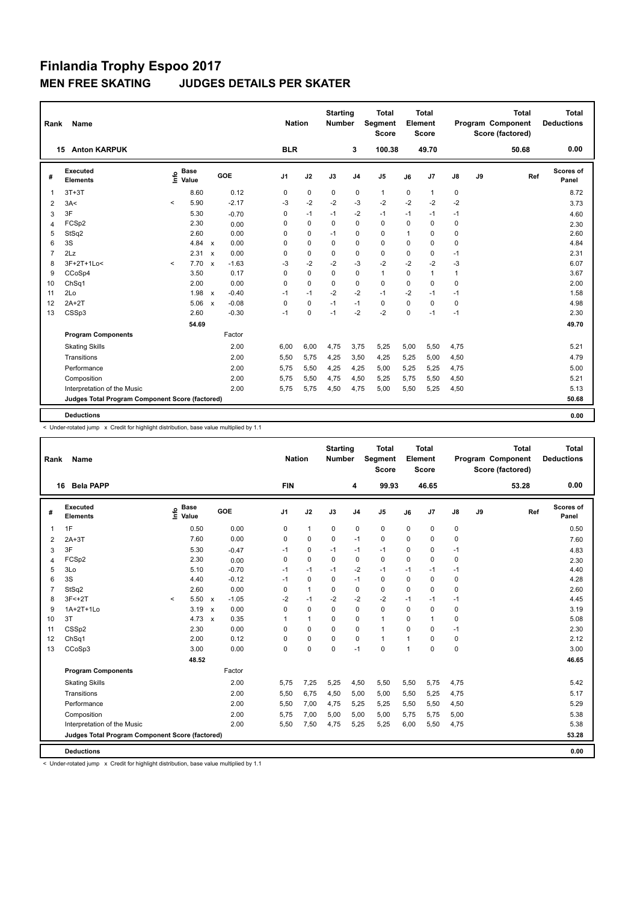# Finlandia Trophy Espoo 2017

## MEN FREE SKATING JUDGES DETAILS PER SKATER

| Rank | Name | Nation | Starting Number | Total Segment Score | Total Element Score | Total Program Component Score (factored) | Total Deductions |
|---|---|---|---|---|---|---|---|
| 15 | Anton KARPUK | BLR | 3 | 100.38 | 49.70 | 50.68 | 0.00 |

| # | Executed Elements | Info | Base Value | | GOE | J1 | J2 | J3 | J4 | J5 | J6 | J7 | J8 | J9 | Ref | Scores of Panel |
|---|---|---|---|---|---|---|---|---|---|---|---|---|---|---|---|---|
| 1 | 3T+3T | | 8.60 | | 0.12 | 0 | 0 | 0 | 0 | 1 | 0 | 1 | 0 | | | 8.72 |
| 2 | 3A< | < | 5.90 | | -2.17 | -3 | -2 | -2 | -3 | -2 | -2 | -2 | -2 | | | 3.73 |
| 3 | 3F | | 5.30 | | -0.70 | 0 | -1 | -1 | -2 | -1 | -1 | -1 | -1 | | | 4.60 |
| 4 | FCSp2 | | 2.30 | | 0.00 | 0 | 0 | 0 | 0 | 0 | 0 | 0 | 0 | | | 2.30 |
| 5 | StSq2 | | 2.60 | | 0.00 | 0 | 0 | -1 | 0 | 0 | 1 | 0 | 0 | | | 2.60 |
| 6 | 3S | | 4.84 | x | 0.00 | 0 | 0 | 0 | 0 | 0 | 0 | 0 | 0 | | | 4.84 |
| 7 | 2Lz | | 2.31 | x | 0.00 | 0 | 0 | 0 | 0 | 0 | 0 | 0 | -1 | | | 2.31 |
| 8 | 3F+2T+1Lo< | < | 7.70 | x | -1.63 | -3 | -2 | -2 | -3 | -2 | -2 | -2 | -3 | | | 6.07 |
| 9 | CCoSp4 | | 3.50 | | 0.17 | 0 | 0 | 0 | 0 | 1 | 0 | 1 | 1 | | | 3.67 |
| 10 | ChSq1 | | 2.00 | | 0.00 | 0 | 0 | 0 | 0 | 0 | 0 | 0 | 0 | | | 2.00 |
| 11 | 2Lo | | 1.98 | x | -0.40 | -1 | -1 | -2 | -2 | -1 | -2 | -1 | -1 | | | 1.58 |
| 12 | 2A+2T | | 5.06 | x | -0.08 | 0 | 0 | -1 | -1 | 0 | 0 | 0 | 0 | | | 4.98 |
| 13 | CSSp3 | | 2.60 | | -0.30 | -1 | 0 | -1 | -2 | -2 | 0 | -1 | -1 | | | 2.30 |
| | | | 54.69 | | | | | | | | | | | | | 49.70 |
| | **Program Components** | | | | Factor | | | | | | | | | | | |
| | Skating Skills | | | | 2.00 | 6,00 | 6,00 | 4,75 | 3,75 | 5,25 | 5,00 | 5,50 | 4,75 | | | 5.21 |
| | Transitions | | | | 2.00 | 5,50 | 5,75 | 4,25 | 3,50 | 4,25 | 5,25 | 5,00 | 4,50 | | | 4.79 |
| | Performance | | | | 2.00 | 5,75 | 5,50 | 4,25 | 4,25 | 5,00 | 5,25 | 5,25 | 4,75 | | | 5.00 |
| | Composition | | | | 2.00 | 5,75 | 5,50 | 4,75 | 4,50 | 5,25 | 5,75 | 5,50 | 4,50 | | | 5.21 |
| | Interpretation of the Music | | | | 2.00 | 5,75 | 5,75 | 4,50 | 4,75 | 5,00 | 5,50 | 5,25 | 4,50 | | | 5.13 |
| | **Judges Total Program Component Score (factored)** | | | | | | | | | | | | | | | 50.68 |
| | **Deductions** | | | | | | | | | | | | | | | 0.00 |

< Under-rotated jump x Credit for highlight distribution, base value multiplied by 1.1

| Rank | Name | Nation | Starting Number | Total Segment Score | Total Element Score | Total Program Component Score (factored) | Total Deductions |
|---|---|---|---|---|---|---|---|
| 16 | Bela PAPP | FIN | 4 | 99.93 | 46.65 | 53.28 | 0.00 |

| # | Executed Elements | Info | Base Value | | GOE | J1 | J2 | J3 | J4 | J5 | J6 | J7 | J8 | J9 | Ref | Scores of Panel |
|---|---|---|---|---|---|---|---|---|---|---|---|---|---|---|---|---|
| 1 | 1F | | 0.50 | | 0.00 | 0 | 1 | 0 | 0 | 0 | 0 | 0 | 0 | | | 0.50 |
| 2 | 2A+3T | | 7.60 | | 0.00 | 0 | 0 | 0 | -1 | 0 | 0 | 0 | 0 | | | 7.60 |
| 3 | 3F | | 5.30 | | -0.47 | -1 | 0 | -1 | -1 | -1 | 0 | 0 | -1 | | | 4.83 |
| 4 | FCSp2 | | 2.30 | | 0.00 | 0 | 0 | 0 | 0 | 0 | 0 | 0 | 0 | | | 2.30 |
| 5 | 3Lo | | 5.10 | | -0.70 | -1 | -1 | -1 | -2 | -1 | -1 | -1 | -1 | | | 4.40 |
| 6 | 3S | | 4.40 | | -0.12 | -1 | 0 | 0 | -1 | 0 | 0 | 0 | 0 | | | 4.28 |
| 7 | StSq2 | | 2.60 | | 0.00 | 0 | 1 | 0 | 0 | 0 | 0 | 0 | 0 | | | 2.60 |
| 8 | 3F<+2T | < | 5.50 | x | -1.05 | -2 | -1 | -2 | -2 | -2 | -1 | -1 | -1 | | | 4.45 |
| 9 | 1A+2T+1Lo | | 3.19 | x | 0.00 | 0 | 0 | 0 | 0 | 0 | 0 | 0 | 0 | | | 3.19 |
| 10 | 3T | | 4.73 | x | 0.35 | 1 | 1 | 0 | 0 | 1 | 0 | 1 | 0 | | | 5.08 |
| 11 | CSSp2 | | 2.30 | | 0.00 | 0 | 0 | 0 | 0 | 1 | 0 | 0 | -1 | | | 2.30 |
| 12 | ChSq1 | | 2.00 | | 0.12 | 0 | 0 | 0 | 0 | 1 | 1 | 0 | 0 | | | 2.12 |
| 13 | CCoSp3 | | 3.00 | | 0.00 | 0 | 0 | 0 | -1 | 0 | 1 | 0 | 0 | | | 3.00 |
| | | | 48.52 | | | | | | | | | | | | | 46.65 |
| | **Program Components** | | | | Factor | | | | | | | | | | | |
| | Skating Skills | | | | 2.00 | 5,75 | 7,25 | 5,25 | 4,50 | 5,50 | 5,50 | 5,75 | 4,75 | | | 5.42 |
| | Transitions | | | | 2.00 | 5,50 | 6,75 | 4,50 | 5,00 | 5,00 | 5,50 | 5,25 | 4,75 | | | 5.17 |
| | Performance | | | | 2.00 | 5,50 | 7,00 | 4,75 | 5,25 | 5,25 | 5,50 | 5,50 | 4,50 | | | 5.29 |
| | Composition | | | | 2.00 | 5,75 | 7,00 | 5,00 | 5,00 | 5,00 | 5,75 | 5,75 | 5,00 | | | 5.38 |
| | Interpretation of the Music | | | | 2.00 | 5,50 | 7,50 | 4,75 | 5,25 | 5,25 | 6,00 | 5,50 | 4,75 | | | 5.38 |
| | **Judges Total Program Component Score (factored)** | | | | | | | | | | | | | | | 53.28 |
| | **Deductions** | | | | | | | | | | | | | | | 0.00 |

< Under-rotated jump x Credit for highlight distribution, base value multiplied by 1.1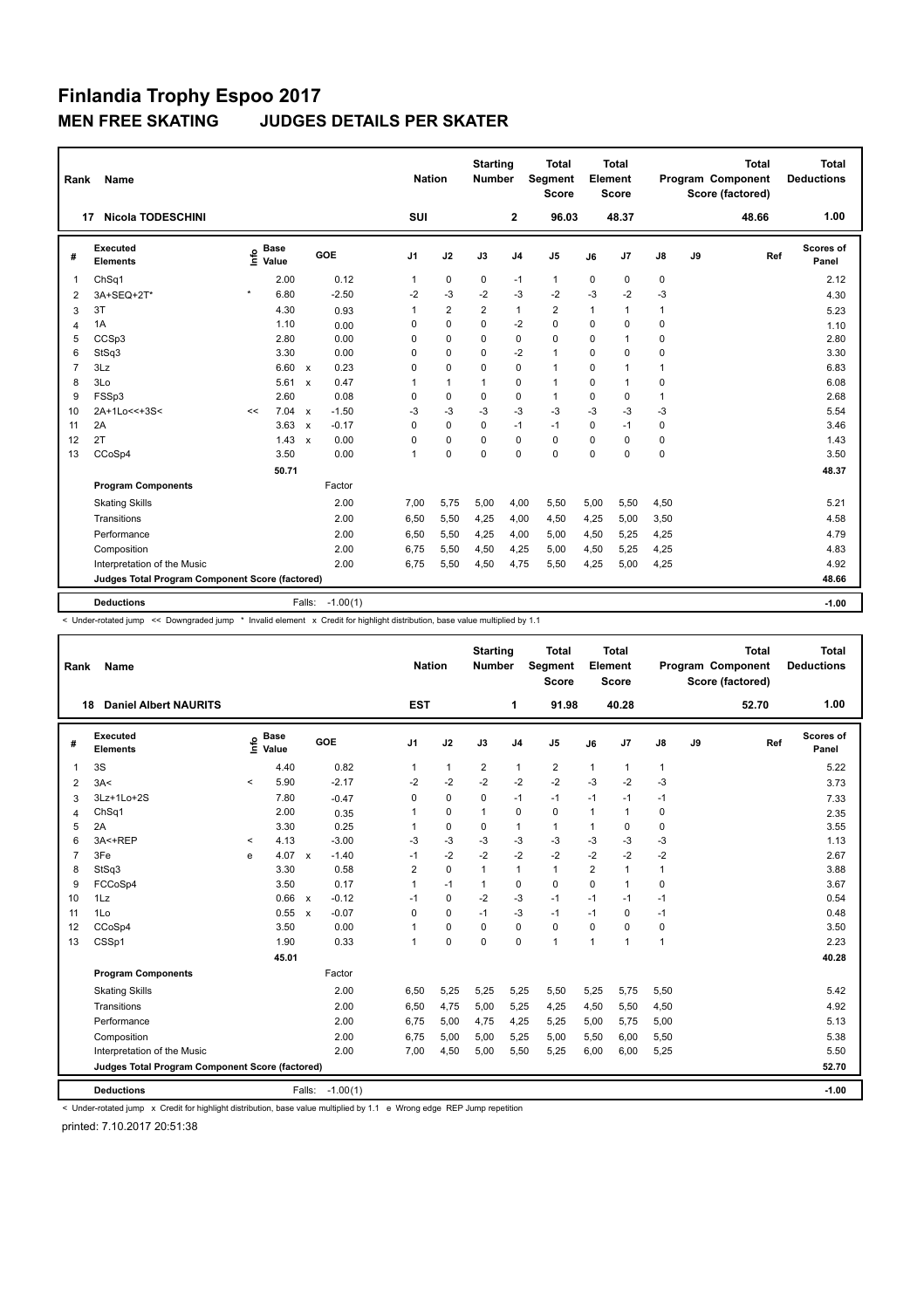# Finlandia Trophy Espoo 2017

## MEN FREE SKATING JUDGES DETAILS PER SKATER

| Rank | Name | Nation | Starting Number | Total Segment Score | Total Element Score | Total Program Component Score (factored) | Total Deductions |
|---|---|---|---|---|---|---|---|
| 17 | Nicola TODESCHINI | SUI | 2 | 96.03 | 48.37 | 48.66 | 1.00 |

| # | Executed Elements | Info | Base Value | | GOE | J1 | J2 | J3 | J4 | J5 | J6 | J7 | J8 | J9 | Ref | Scores of Panel |
|---|---|---|---|---|---|---|---|---|---|---|---|---|---|---|---|---|
| 1 | ChSq1 | | 2.00 | | 0.12 | 1 | 0 | 0 | -1 | 1 | 0 | 0 | 0 | | | 2.12 |
| 2 | 3A+SEQ+2T* | * | 6.80 | | -2.50 | -2 | -3 | -2 | -3 | -2 | -3 | -2 | -3 | | | 4.30 |
| 3 | 3T | | 4.30 | | 0.93 | 1 | 2 | 2 | 1 | 2 | 1 | 1 | 1 | | | 5.23 |
| 4 | 1A | | 1.10 | | 0.00 | 0 | 0 | 0 | -2 | 0 | 0 | 0 | 0 | | | 1.10 |
| 5 | CCSp3 | | 2.80 | | 0.00 | 0 | 0 | 0 | 0 | 0 | 0 | 1 | 0 | | | 2.80 |
| 6 | StSq3 | | 3.30 | | 0.00 | 0 | 0 | 0 | -2 | 1 | 0 | 0 | 0 | | | 3.30 |
| 7 | 3Lz | | 6.60 | x | 0.23 | 0 | 0 | 0 | 0 | 1 | 0 | 1 | 1 | | | 6.83 |
| 8 | 3Lo | | 5.61 | x | 0.47 | 1 | 1 | 1 | 0 | 1 | 0 | 1 | 0 | | | 6.08 |
| 9 | FSSp3 | | 2.60 | | 0.08 | 0 | 0 | 0 | 0 | 1 | 0 | 0 | 1 | | | 2.68 |
| 10 | 2A+1Lo<<+3S< | << | 7.04 | x | -1.50 | -3 | -3 | -3 | -3 | -3 | -3 | -3 | -3 | | | 5.54 |
| 11 | 2A | | 3.63 | x | -0.17 | 0 | 0 | 0 | -1 | -1 | 0 | -1 | 0 | | | 3.46 |
| 12 | 2T | | 1.43 | x | 0.00 | 0 | 0 | 0 | 0 | 0 | 0 | 0 | 0 | | | 1.43 |
| 13 | CCoSp4 | | 3.50 | | 0.00 | 1 | 0 | 0 | 0 | 0 | 0 | 0 | 0 | | | 3.50 |
| | | | 50.71 | | | | | | | | | | | | | 48.37 |
| | **Program Components** | | | | Factor | | | | | | | | | | | |
| | Skating Skills | | | | 2.00 | 7,00 | 5,75 | 5,00 | 4,00 | 5,50 | 5,00 | 5,50 | 4,50 | | | 5.21 |
| | Transitions | | | | 2.00 | 6,50 | 5,50 | 4,25 | 4,00 | 4,50 | 4,25 | 5,00 | 3,50 | | | 4.58 |
| | Performance | | | | 2.00 | 6,50 | 5,50 | 4,25 | 4,00 | 5,00 | 4,50 | 5,25 | 4,25 | | | 4.79 |
| | Composition | | | | 2.00 | 6,75 | 5,50 | 4,50 | 4,25 | 5,00 | 4,50 | 5,25 | 4,25 | | | 4.83 |
| | Interpretation of the Music | | | | 2.00 | 6,75 | 5,50 | 4,50 | 4,75 | 5,50 | 4,25 | 5,00 | 4,25 | | | 4.92 |
| | **Judges Total Program Component Score (factored)** | | | | | | | | | | | | | | | 48.66 |
| | **Deductions** | | | Falls: | -1.00(1) | | | | | | | | | | | -1.00 |

< Under-rotated jump << Downgraded jump * Invalid element x Credit for highlight distribution, base value multiplied by 1.1

| Rank | Name | Nation | Starting Number | Total Segment Score | Total Element Score | Total Program Component Score (factored) | Total Deductions |
|---|---|---|---|---|---|---|---|
| 18 | Daniel Albert NAURITS | EST | 1 | 91.98 | 40.28 | 52.70 | 1.00 |

| # | Executed Elements | Info | Base Value | | GOE | J1 | J2 | J3 | J4 | J5 | J6 | J7 | J8 | J9 | Ref | Scores of Panel |
|---|---|---|---|---|---|---|---|---|---|---|---|---|---|---|---|---|
| 1 | 3S | | 4.40 | | 0.82 | 1 | 1 | 2 | 1 | 2 | 1 | 1 | 1 | | | 5.22 |
| 2 | 3A< | < | 5.90 | | -2.17 | -2 | -2 | -2 | -2 | -2 | -3 | -2 | -3 | | | 3.73 |
| 3 | 3Lz+1Lo+2S | | 7.80 | | -0.47 | 0 | 0 | 0 | -1 | -1 | -1 | -1 | -1 | | | 7.33 |
| 4 | ChSq1 | | 2.00 | | 0.35 | 1 | 0 | 1 | 0 | 0 | 1 | 1 | 0 | | | 2.35 |
| 5 | 2A | | 3.30 | | 0.25 | 1 | 0 | 0 | 1 | 1 | 1 | 0 | 0 | | | 3.55 |
| 6 | 3A<+REP | < | 4.13 | | -3.00 | -3 | -3 | -3 | -3 | -3 | -3 | -3 | -3 | | | 1.13 |
| 7 | 3Fe | e | 4.07 | x | -1.40 | -1 | -2 | -2 | -2 | -2 | -2 | -2 | -2 | | | 2.67 |
| 8 | StSq3 | | 3.30 | | 0.58 | 2 | 0 | 1 | 1 | 1 | 2 | 1 | 1 | | | 3.88 |
| 9 | FCCoSp4 | | 3.50 | | 0.17 | 1 | -1 | 1 | 0 | 0 | 0 | 1 | 0 | | | 3.67 |
| 10 | 1Lz | | 0.66 | x | -0.12 | -1 | 0 | -2 | -3 | -1 | -1 | -1 | -1 | | | 0.54 |
| 11 | 1Lo | | 0.55 | x | -0.07 | 0 | 0 | -1 | -3 | -1 | -1 | 0 | -1 | | | 0.48 |
| 12 | CCoSp4 | | 3.50 | | 0.00 | 1 | 0 | 0 | 0 | 0 | 0 | 0 | 0 | | | 3.50 |
| 13 | CSSp1 | | 1.90 | | 0.33 | 1 | 0 | 0 | 0 | 1 | 1 | 1 | 1 | | | 2.23 |
| | | | 45.01 | | | | | | | | | | | | | 40.28 |
| | **Program Components** | | | | Factor | | | | | | | | | | | |
| | Skating Skills | | | | 2.00 | 6,50 | 5,25 | 5,25 | 5,25 | 5,50 | 5,25 | 5,75 | 5,50 | | | 5.42 |
| | Transitions | | | | 2.00 | 6,50 | 4,75 | 5,00 | 5,25 | 4,25 | 4,50 | 5,50 | 4,50 | | | 4.92 |
| | Performance | | | | 2.00 | 6,75 | 5,00 | 4,75 | 4,25 | 5,25 | 5,00 | 5,75 | 5,00 | | | 5.13 |
| | Composition | | | | 2.00 | 6,75 | 5,00 | 5,00 | 5,25 | 5,00 | 5,50 | 6,00 | 5,50 | | | 5.38 |
| | Interpretation of the Music | | | | 2.00 | 7,00 | 4,50 | 5,00 | 5,50 | 5,25 | 6,00 | 6,00 | 5,25 | | | 5.50 |
| | **Judges Total Program Component Score (factored)** | | | | | | | | | | | | | | | 52.70 |
| | **Deductions** | | | Falls: | -1.00(1) | | | | | | | | | | | -1.00 |

< Under-rotated jump x Credit for highlight distribution, base value multiplied by 1.1 e Wrong edge REP Jump repetition

printed: 7.10.2017 20:51:38